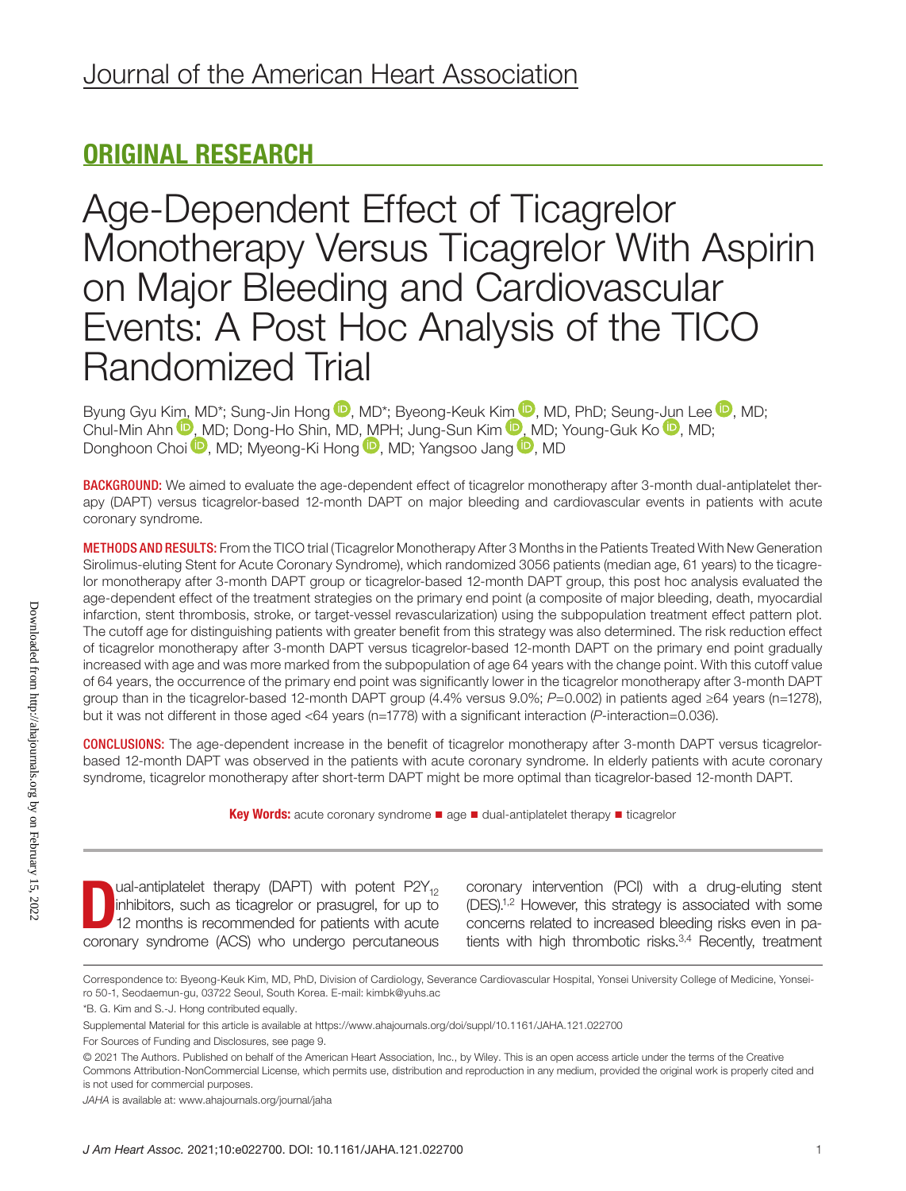Journal of the American Heart Association

## ORIGINAL RESEARCH

# Age-Dependent Effect of Ticagrelor Monotherapy Versus Ticagrelor With Aspirin on Major Bleeding and Cardiovascular Events: A Post Hoc Analysis of the TICO Randomized Trial

Byung Gyu Kim, MD*; Sung-Jin Hong, MD*; Byeong-Keuk Kim, MD, PhD; Seung-Jun Lee, MD; Chul-Min Ahn, MD; Dong-Ho Shin, MD, MPH; Jung-Sun Kim, MD; Young-Guk Ko, MD; Donghoon Choi, MD; Myeong-Ki Hong, MD; Yangsoo Jang, MD

**BACKGROUND:** We aimed to evaluate the age-dependent effect of ticagrelor monotherapy after 3-month dual-antiplatelet therapy (DAPT) versus ticagrelor-based 12-month DAPT on major bleeding and cardiovascular events in patients with acute coronary syndrome.

**METHODS AND RESULTS:** From the TICO trial (Ticagrelor Monotherapy After 3 Months in the Patients Treated With New Generation Sirolimus-eluting Stent for Acute Coronary Syndrome), which randomized 3056 patients (median age, 61 years) to the ticagrelor monotherapy after 3-month DAPT group or ticagrelor-based 12-month DAPT group, this post hoc analysis evaluated the age-dependent effect of the treatment strategies on the primary end point (a composite of major bleeding, death, myocardial infarction, stent thrombosis, stroke, or target-vessel revascularization) using the subpopulation treatment effect pattern plot. The cutoff age for distinguishing patients with greater benefit from this strategy was also determined. The risk reduction effect of ticagrelor monotherapy after 3-month DAPT versus ticagrelor-based 12-month DAPT on the primary end point gradually increased with age and was more marked from the subpopulation of age 64 years with the change point. With this cutoff value of 64 years, the occurrence of the primary end point was significantly lower in the ticagrelor monotherapy after 3-month DAPT group than in the ticagrelor-based 12-month DAPT group (4.4% versus 9.0%; $P$=0.002) in patients aged ≥64 years (n=1278), but it was not different in those aged <64 years (n=1778) with a significant interaction ($P$-interaction=0.036).

**CONCLUSIONS:** The age-dependent increase in the benefit of ticagrelor monotherapy after 3-month DAPT versus ticagrelor-based 12-month DAPT was observed in the patients with acute coronary syndrome. In elderly patients with acute coronary syndrome, ticagrelor monotherapy after short-term DAPT might be more optimal than ticagrelor-based 12-month DAPT.

**Key Words:** acute coronary syndrome ■ age ■ dual-antiplatelet therapy ■ ticagrelor

Dual-antiplatelet therapy (DAPT) with potent $P2Y_{12}$ inhibitors, such as ticagrelor or prasugrel, for up to 12 months is recommended for patients with acute coronary syndrome (ACS) who undergo percutaneous coronary intervention (PCI) with a drug-eluting stent (DES).[1,2] However, this strategy is associated with some concerns related to increased bleeding risks even in patients with high thrombotic risks.[3,4] Recently, treatment

Correspondence to: Byeong-Keuk Kim, MD, PhD, Division of Cardiology, Severance Cardiovascular Hospital, Yonsei University College of Medicine, Yonsei-ro 50-1, Seodaemun-gu, 03722 Seoul, South Korea. E-mail: kimbk@yuhs.ac

*B. G. Kim and S.-J. Hong contributed equally.

Supplemental Material for this article is available at https://www.ahajournals.org/doi/suppl/10.1161/JAHA.121.022700

For Sources of Funding and Disclosures, see page 9.

© 2021 The Authors. Published on behalf of the American Heart Association, Inc., by Wiley. This is an open access article under the terms of the Creative Commons Attribution-NonCommercial License, which permits use, distribution and reproduction in any medium, provided the original work is properly cited and is not used for commercial purposes.

*JAHA* is available at: www.ahajournals.org/journal/jaha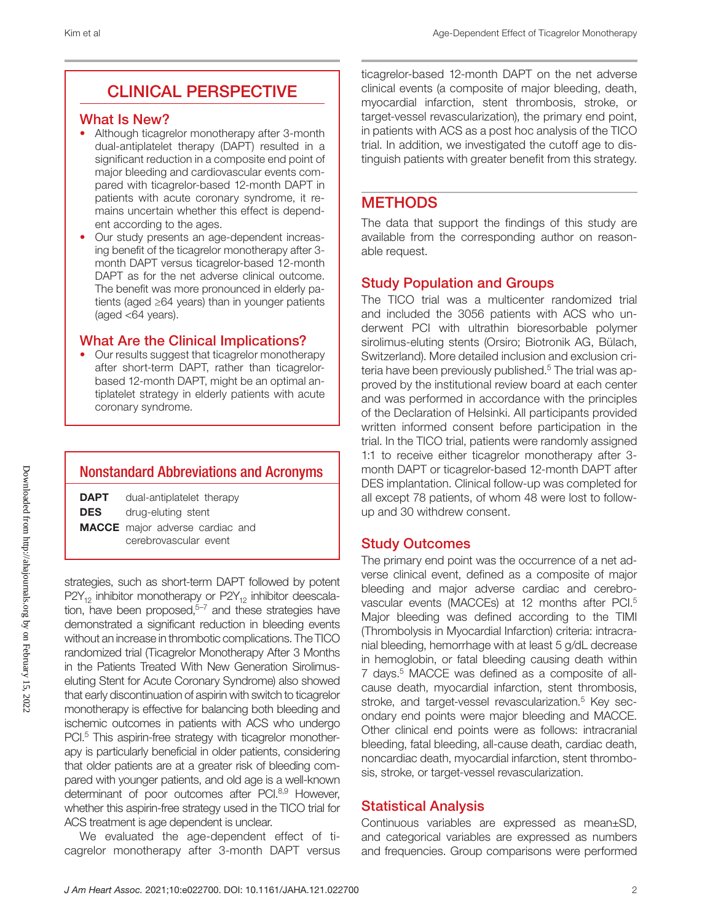## CLINICAL PERSPECTIVE

### What Is New?

- Although ticagrelor monotherapy after 3-month dual-antiplatelet therapy (DAPT) resulted in a significant reduction in a composite end point of major bleeding and cardiovascular events compared with ticagrelor-based 12-month DAPT in patients with acute coronary syndrome, it remains uncertain whether this effect is dependent according to the ages.
- Our study presents an age-dependent increasing benefit of the ticagrelor monotherapy after 3-month DAPT versus ticagrelor-based 12-month DAPT as for the net adverse clinical outcome. The benefit was more pronounced in elderly patients (aged ≥64 years) than in younger patients (aged <64 years).

### What Are the Clinical Implications?

- Our results suggest that ticagrelor monotherapy after short-term DAPT, rather than ticagrelor-based 12-month DAPT, might be an optimal antiplatelet strategy in elderly patients with acute coronary syndrome.

### Nonstandard Abbreviations and Acronyms

| | |
|---|---|
| **DAPT** | dual-antiplatelet therapy |
| **DES** | drug-eluting stent |
| **MACCE** | major adverse cardiac and cerebrovascular event |

strategies, such as short-term DAPT followed by potent $P2Y_{12}$ inhibitor monotherapy or $P2Y_{12}$ inhibitor deescalation, have been proposed,[5–7] and these strategies have demonstrated a significant reduction in bleeding events without an increase in thrombotic complications. The TICO randomized trial (Ticagrelor Monotherapy After 3 Months in the Patients Treated With New Generation Sirolimus-eluting Stent for Acute Coronary Syndrome) also showed that early discontinuation of aspirin with switch to ticagrelor monotherapy is effective for balancing both bleeding and ischemic outcomes in patients with ACS who undergo PCI.[5] This aspirin-free strategy with ticagrelor monotherapy is particularly beneficial in older patients, considering that older patients are at a greater risk of bleeding compared with younger patients, and old age is a well-known determinant of poor outcomes after PCI.[8,9] However, whether this aspirin-free strategy used in the TICO trial for ACS treatment is age dependent is unclear.

We evaluated the age-dependent effect of ticagrelor monotherapy after 3-month DAPT versus ticagrelor-based 12-month DAPT on the net adverse clinical events (a composite of major bleeding, death, myocardial infarction, stent thrombosis, stroke, or target-vessel revascularization), the primary end point, in patients with ACS as a post hoc analysis of the TICO trial. In addition, we investigated the cutoff age to distinguish patients with greater benefit from this strategy.

## METHODS

The data that support the findings of this study are available from the corresponding author on reasonable request.

### Study Population and Groups

The TICO trial was a multicenter randomized trial and included the 3056 patients with ACS who underwent PCI with ultrathin bioresorbable polymer sirolimus-eluting stents (Orsiro; Biotronik AG, Bülach, Switzerland). More detailed inclusion and exclusion criteria have been previously published.[5] The trial was approved by the institutional review board at each center and was performed in accordance with the principles of the Declaration of Helsinki. All participants provided written informed consent before participation in the trial. In the TICO trial, patients were randomly assigned 1:1 to receive either ticagrelor monotherapy after 3-month DAPT or ticagrelor-based 12-month DAPT after DES implantation. Clinical follow-up was completed for all except 78 patients, of whom 48 were lost to follow-up and 30 withdrew consent.

### Study Outcomes

The primary end point was the occurrence of a net adverse clinical event, defined as a composite of major bleeding and major adverse cardiac and cerebrovascular events (MACCEs) at 12 months after PCI.[5] Major bleeding was defined according to the TIMI (Thrombolysis in Myocardial Infarction) criteria: intracranial bleeding, hemorrhage with at least 5 g/dL decrease in hemoglobin, or fatal bleeding causing death within 7 days.[5] MACCE was defined as a composite of all-cause death, myocardial infarction, stent thrombosis, stroke, and target-vessel revascularization.[5] Key secondary end points were major bleeding and MACCE. Other clinical end points were as follows: intracranial bleeding, fatal bleeding, all-cause death, cardiac death, noncardiac death, myocardial infarction, stent thrombosis, stroke, or target-vessel revascularization.

### Statistical Analysis

Continuous variables are expressed as mean±SD, and categorical variables are expressed as numbers and frequencies. Group comparisons were performed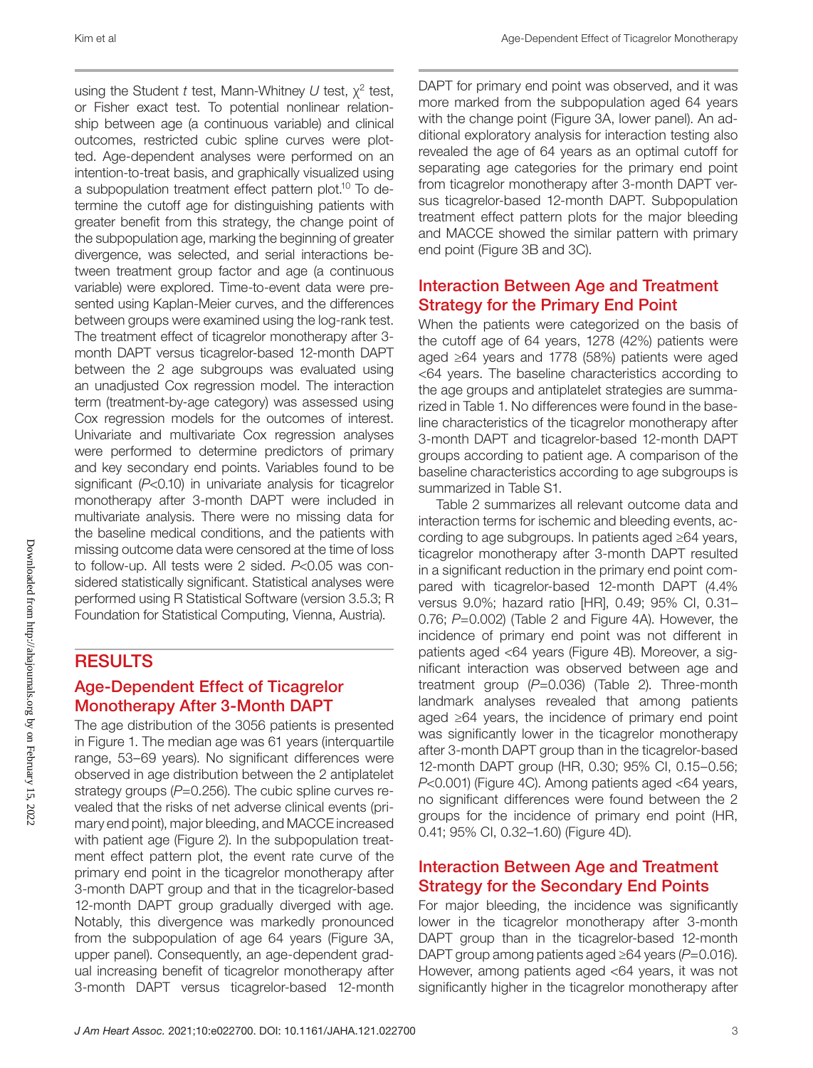using the Student *t* test, Mann-Whitney *U* test, $\chi^2$ test, or Fisher exact test. To potential nonlinear relationship between age (a continuous variable) and clinical outcomes, restricted cubic spline curves were plotted. Age-dependent analyses were performed on an intention-to-treat basis, and graphically visualized using a subpopulation treatment effect pattern plot.[10] To determine the cutoff age for distinguishing patients with greater benefit from this strategy, the change point of the subpopulation age, marking the beginning of greater divergence, was selected, and serial interactions between treatment group factor and age (a continuous variable) were explored. Time-to-event data were presented using Kaplan-Meier curves, and the differences between groups were examined using the log-rank test. The treatment effect of ticagrelor monotherapy after 3-month DAPT versus ticagrelor-based 12-month DAPT between the 2 age subgroups was evaluated using an unadjusted Cox regression model. The interaction term (treatment-by-age category) was assessed using Cox regression models for the outcomes of interest. Univariate and multivariate Cox regression analyses were performed to determine predictors of primary and key secondary end points. Variables found to be significant (*P*<0.10) in univariate analysis for ticagrelor monotherapy after 3-month DAPT were included in multivariate analysis. There were no missing data for the baseline medical conditions, and the patients with missing outcome data were censored at the time of loss to follow-up. All tests were 2 sided. *P*<0.05 was considered statistically significant. Statistical analyses were performed using R Statistical Software (version 3.5.3; R Foundation for Statistical Computing, Vienna, Austria).

## RESULTS

### Age-Dependent Effect of Ticagrelor Monotherapy After 3-Month DAPT

The age distribution of the 3056 patients is presented in Figure 1. The median age was 61 years (interquartile range, 53–69 years). No significant differences were observed in age distribution between the 2 antiplatelet strategy groups (*P*=0.256). The cubic spline curves revealed that the risks of net adverse clinical events (primary end point), major bleeding, and MACCE increased with patient age (Figure 2). In the subpopulation treatment effect pattern plot, the event rate curve of the primary end point in the ticagrelor monotherapy after 3-month DAPT group and that in the ticagrelor-based 12-month DAPT group gradually diverged with age. Notably, this divergence was markedly pronounced from the subpopulation of age 64 years (Figure 3A, upper panel). Consequently, an age-dependent gradual increasing benefit of ticagrelor monotherapy after 3-month DAPT versus ticagrelor-based 12-month DAPT for primary end point was observed, and it was more marked from the subpopulation aged 64 years with the change point (Figure 3A, lower panel). An additional exploratory analysis for interaction testing also revealed the age of 64 years as an optimal cutoff for separating age categories for the primary end point from ticagrelor monotherapy after 3-month DAPT versus ticagrelor-based 12-month DAPT. Subpopulation treatment effect pattern plots for the major bleeding and MACCE showed the similar pattern with primary end point (Figure 3B and 3C).

### Interaction Between Age and Treatment Strategy for the Primary End Point

When the patients were categorized on the basis of the cutoff age of 64 years, 1278 (42%) patients were aged ≥64 years and 1778 (58%) patients were aged <64 years. The baseline characteristics according to the age groups and antiplatelet strategies are summarized in Table 1. No differences were found in the baseline characteristics of the ticagrelor monotherapy after 3-month DAPT and ticagrelor-based 12-month DAPT groups according to patient age. A comparison of the baseline characteristics according to age subgroups is summarized in Table S1.

Table 2 summarizes all relevant outcome data and interaction terms for ischemic and bleeding events, according to age subgroups. In patients aged ≥64 years, ticagrelor monotherapy after 3-month DAPT resulted in a significant reduction in the primary end point compared with ticagrelor-based 12-month DAPT (4.4% versus 9.0%; hazard ratio [HR], 0.49; 95% CI, 0.31–0.76; *P*=0.002) (Table 2 and Figure 4A). However, the incidence of primary end point was not different in patients aged <64 years (Figure 4B). Moreover, a significant interaction was observed between age and treatment group (*P*=0.036) (Table 2). Three-month landmark analyses revealed that among patients aged ≥64 years, the incidence of primary end point was significantly lower in the ticagrelor monotherapy after 3-month DAPT group than in the ticagrelor-based 12-month DAPT group (HR, 0.30; 95% CI, 0.15–0.56; *P*<0.001) (Figure 4C). Among patients aged <64 years, no significant differences were found between the 2 groups for the incidence of primary end point (HR, 0.41; 95% CI, 0.32–1.60) (Figure 4D).

### Interaction Between Age and Treatment Strategy for the Secondary End Points

For major bleeding, the incidence was significantly lower in the ticagrelor monotherapy after 3-month DAPT group than in the ticagrelor-based 12-month DAPT group among patients aged ≥64 years (*P*=0.016). However, among patients aged <64 years, it was not significantly higher in the ticagrelor monotherapy after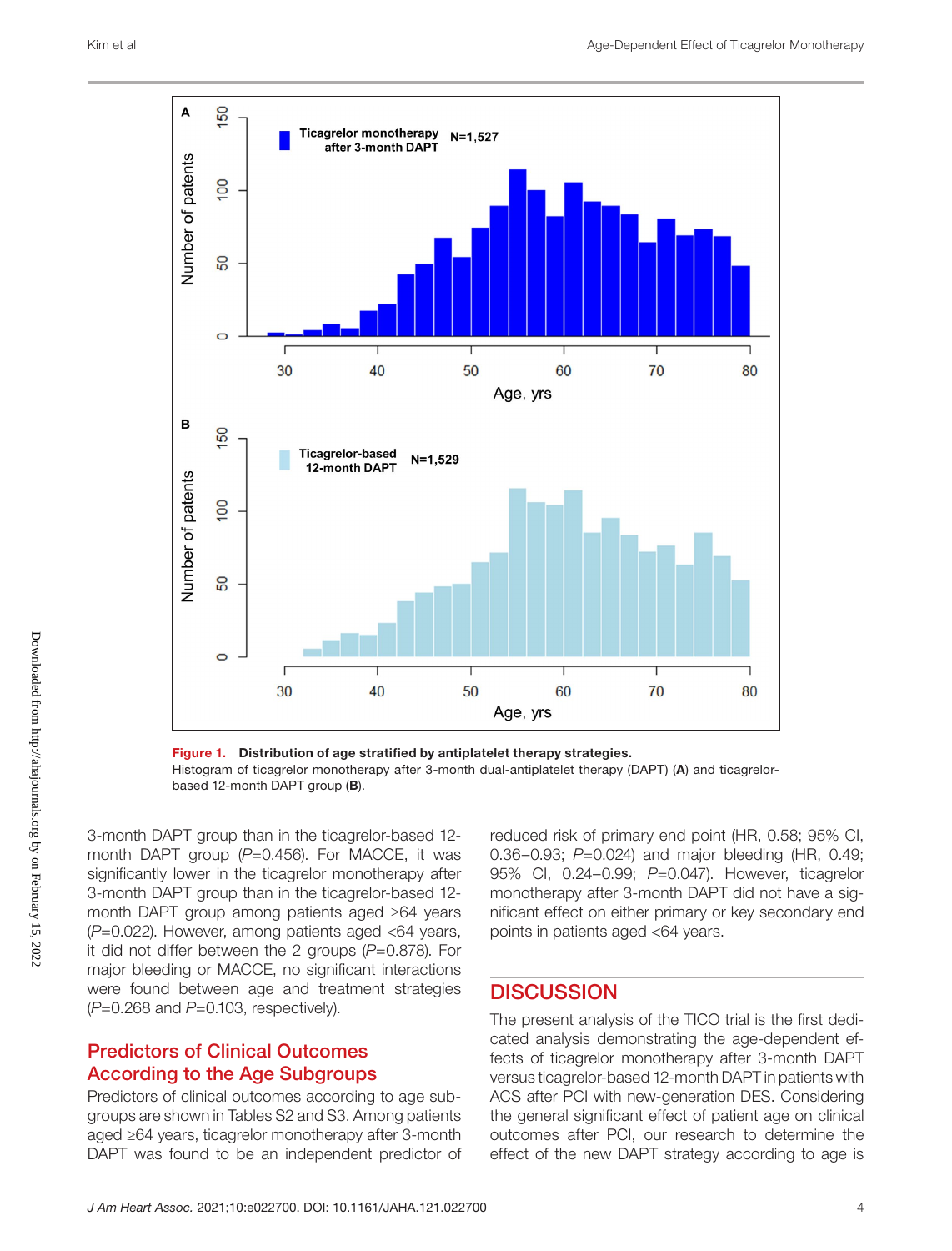**Figure 1. Distribution of age stratified by antiplatelet therapy strategies.**
Histogram of ticagrelor monotherapy after 3-month dual-antiplatelet therapy (DAPT) (**A**) and ticagrelor-based 12-month DAPT group (**B**).

3-month DAPT group than in the ticagrelor-based 12-month DAPT group (*P*=0.456). For MACCE, it was significantly lower in the ticagrelor monotherapy after 3-month DAPT group than in the ticagrelor-based 12-month DAPT group among patients aged ≥64 years (*P*=0.022). However, among patients aged <64 years, it did not differ between the 2 groups (*P*=0.878). For major bleeding or MACCE, no significant interactions were found between age and treatment strategies (*P*=0.268 and *P*=0.103, respectively).

## Predictors of Clinical Outcomes According to the Age Subgroups

Predictors of clinical outcomes according to age subgroups are shown in Tables S2 and S3. Among patients aged ≥64 years, ticagrelor monotherapy after 3-month DAPT was found to be an independent predictor of reduced risk of primary end point (HR, 0.58; 95% CI, 0.36–0.93; *P*=0.024) and major bleeding (HR, 0.49; 95% CI, 0.24–0.99; *P*=0.047). However, ticagrelor monotherapy after 3-month DAPT did not have a significant effect on either primary or key secondary end points in patients aged <64 years.

# DISCUSSION

The present analysis of the TICO trial is the first dedicated analysis demonstrating the age-dependent effects of ticagrelor monotherapy after 3-month DAPT versus ticagrelor-based 12-month DAPT in patients with ACS after PCI with new-generation DES. Considering the general significant effect of patient age on clinical outcomes after PCI, our research to determine the effect of the new DAPT strategy according to age is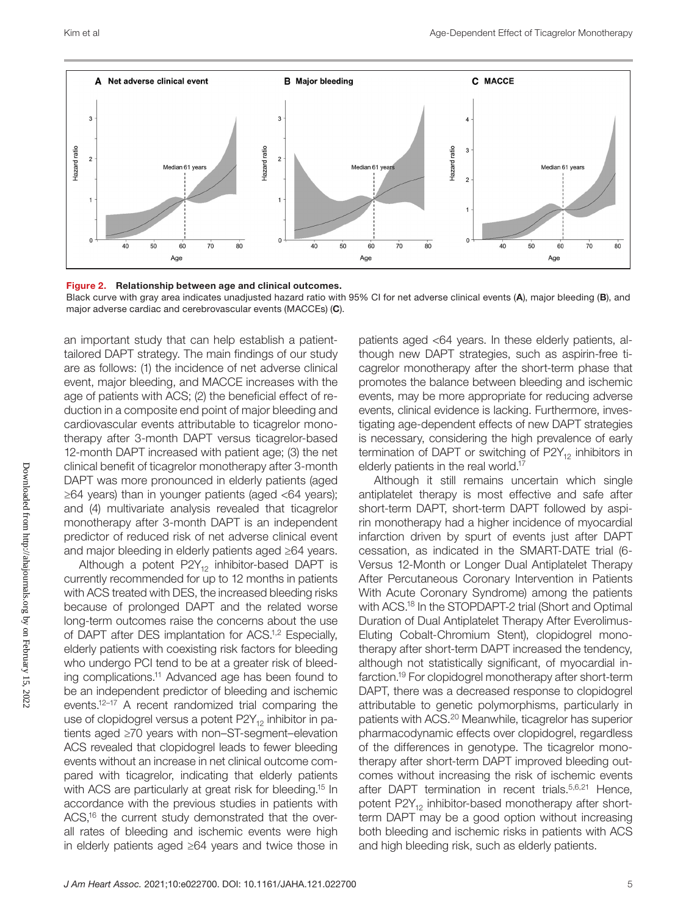Figure 2. **Relationship between age and clinical outcomes.**

Black curve with gray area indicates unadjusted hazard ratio with 95% CI for net adverse clinical events (**A**), major bleeding (**B**), and major adverse cardiac and cerebrovascular events (MACCEs) (**C**).

an important study that can help establish a patient-tailored DAPT strategy. The main findings of our study are as follows: (1) the incidence of net adverse clinical event, major bleeding, and MACCE increases with the age of patients with ACS; (2) the beneficial effect of reduction in a composite end point of major bleeding and cardiovascular events attributable to ticagrelor monotherapy after 3-month DAPT versus ticagrelor-based 12-month DAPT increased with patient age; (3) the net clinical benefit of ticagrelor monotherapy after 3-month DAPT was more pronounced in elderly patients (aged ≥64 years) than in younger patients (aged <64 years); and (4) multivariate analysis revealed that ticagrelor monotherapy after 3-month DAPT is an independent predictor of reduced risk of net adverse clinical event and major bleeding in elderly patients aged ≥64 years.

Although a potent $P2Y_{12}$ inhibitor-based DAPT is currently recommended for up to 12 months in patients with ACS treated with DES, the increased bleeding risks because of prolonged DAPT and the related worse long-term outcomes raise the concerns about the use of DAPT after DES implantation for ACS.[1,2] Especially, elderly patients with coexisting risk factors for bleeding who undergo PCI tend to be at a greater risk of bleeding complications.[11] Advanced age has been found to be an independent predictor of bleeding and ischemic events.[12–17] A recent randomized trial comparing the use of clopidogrel versus a potent $P2Y_{12}$ inhibitor in patients aged ≥70 years with non–ST-segment–elevation ACS revealed that clopidogrel leads to fewer bleeding events without an increase in net clinical outcome compared with ticagrelor, indicating that elderly patients with ACS are particularly at great risk for bleeding.[15] In accordance with the previous studies in patients with ACS,[16] the current study demonstrated that the overall rates of bleeding and ischemic events were high in elderly patients aged ≥64 years and twice those in patients aged <64 years. In these elderly patients, although new DAPT strategies, such as aspirin-free ticagrelor monotherapy after the short-term phase that promotes the balance between bleeding and ischemic events, may be more appropriate for reducing adverse events, clinical evidence is lacking. Furthermore, investigating age-dependent effects of new DAPT strategies is necessary, considering the high prevalence of early termination of DAPT or switching of $P2Y_{12}$ inhibitors in elderly patients in the real world.[17]

Although it still remains uncertain which single antiplatelet therapy is most effective and safe after short-term DAPT, short-term DAPT followed by aspirin monotherapy had a higher incidence of myocardial infarction driven by spurt of events just after DAPT cessation, as indicated in the SMART-DATE trial (6- Versus 12-Month or Longer Dual Antiplatelet Therapy After Percutaneous Coronary Intervention in Patients With Acute Coronary Syndrome) among the patients with ACS.[18] In the STOPDAPT-2 trial (Short and Optimal Duration of Dual Antiplatelet Therapy After Everolimus-Eluting Cobalt-Chromium Stent), clopidogrel monotherapy after short-term DAPT increased the tendency, although not statistically significant, of myocardial infarction.[19] For clopidogrel monotherapy after short-term DAPT, there was a decreased response to clopidogrel attributable to genetic polymorphisms, particularly in patients with ACS.[20] Meanwhile, ticagrelor has superior pharmacodynamic effects over clopidogrel, regardless of the differences in genotype. The ticagrelor monotherapy after short-term DAPT improved bleeding outcomes without increasing the risk of ischemic events after DAPT termination in recent trials.[5,6,21] Hence, potent $P2Y_{12}$ inhibitor-based monotherapy after short-term DAPT may be a good option without increasing both bleeding and ischemic risks in patients with ACS and high bleeding risk, such as elderly patients.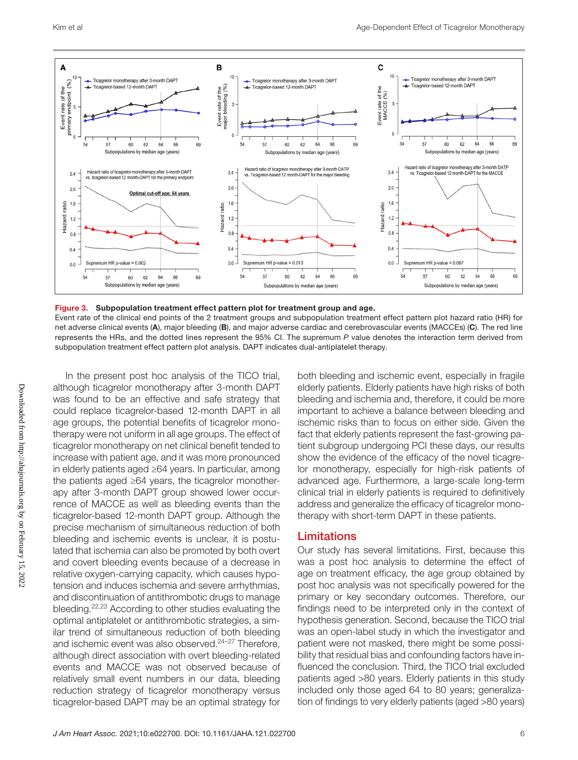**Figure 3. Subpopulation treatment effect pattern plot for treatment group and age.**
Event rate of the clinical end points of the 2 treatment groups and subpopulation treatment effect pattern plot hazard ratio (HR) for net adverse clinical events (**A**), major bleeding (**B**), and major adverse cardiac and cerebrovascular events (MACCEs) (**C**). The red line represents the HRs, and the dotted lines represent the 95% CI. The supremum *P* value denotes the interaction term derived from subpopulation treatment effect pattern plot analysis. DAPT indicates dual-antiplatelet therapy.

In the present post hoc analysis of the TICO trial, although ticagrelor monotherapy after 3-month DAPT was found to be an effective and safe strategy that could replace ticagrelor-based 12-month DAPT in all age groups, the potential benefits of ticagrelor monotherapy were not uniform in all age groups. The effect of ticagrelor monotherapy on net clinical benefit tended to increase with patient age, and it was more pronounced in elderly patients aged ≥64 years. In particular, among the patients aged ≥64 years, the ticagrelor monotherapy after 3-month DAPT group showed lower occurrence of MACCE as well as bleeding events than the ticagrelor-based 12-month DAPT group. Although the precise mechanism of simultaneous reduction of both bleeding and ischemic events is unclear, it is postulated that ischemia can also be promoted by both overt and covert bleeding events because of a decrease in relative oxygen-carrying capacity, which causes hypotension and induces ischemia and severe arrhythmias, and discontinuation of antithrombotic drugs to manage bleeding.[22,23] According to other studies evaluating the optimal antiplatelet or antithrombotic strategies, a similar trend of simultaneous reduction of both bleeding and ischemic event was also observed.[24–27] Therefore, although direct association with overt bleeding-related events and MACCE was not observed because of relatively small event numbers in our data, bleeding reduction strategy of ticagrelor monotherapy versus ticagrelor-based DAPT may be an optimal strategy for both bleeding and ischemic event, especially in fragile elderly patients. Elderly patients have high risks of both bleeding and ischemia and, therefore, it could be more important to achieve a balance between bleeding and ischemic risks than to focus on either side. Given the fact that elderly patients represent the fast-growing patient subgroup undergoing PCI these days, our results show the evidence of the efficacy of ticagrelor monotherapy, especially for high-risk patients of advanced age. Furthermore, a large-scale long-term clinical trial in elderly patients is required to definitively address and generalize the efficacy of ticagrelor monotherapy with short-term DAPT in these patients.

## Limitations

Our study has several limitations. First, because this was a post hoc analysis to determine the effect of age on treatment efficacy, the age group obtained by post hoc analysis was not specifically powered for the primary or key secondary outcomes. Therefore, our findings need to be interpreted only in the context of hypothesis generation. Second, because the TICO trial was an open-label study in which the investigator and patient were not masked, there might be some possibility that residual bias and confounding factors have influenced the conclusion. Third, the TICO trial excluded patients aged >80 years. Elderly patients in this study included only those aged 64 to 80 years; generalization of findings to very elderly patients (aged >80 years)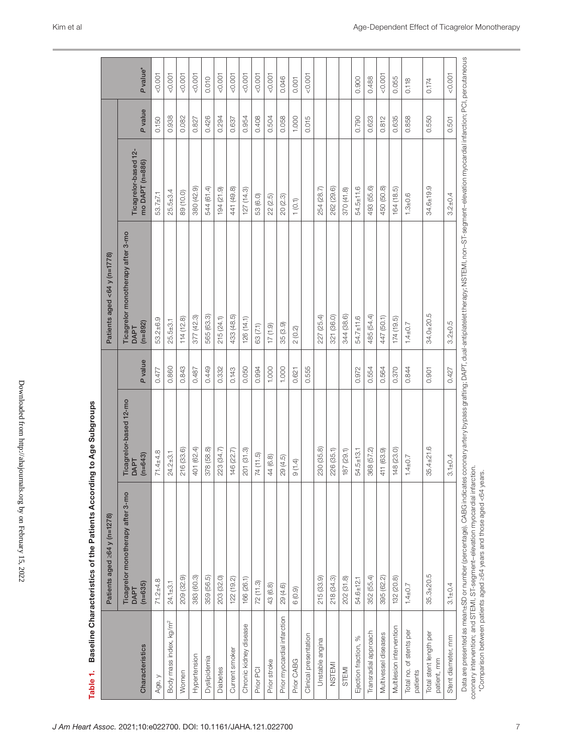**Table 1. Baseline Characteristics of the Patients According to Age Subgroups**

| Characteristics | Patients aged ≥64 y (n=1278) | | | Patients aged <64 y (n=1778) | | | |
|---|---|---|---|---|---|---|---|
| | Ticagrelor monotherapy after 3-mo DAPT (n=635) | Ticagrelor-based 12-mo DAPT (n=643) | P value | Ticagrelor monotherapy after 3-mo DAPT (n=892) | Ticagrelor-based 12-mo DAPT (n=886) | P value | P value* |
| Age, y | 71.2±4.8 | 71.4±4.8 | 0.477 | 53.2±6.9 | 53.7±7.1 | 0.150 | <0.001 |
| Body mass index, kg/m² | 24.1±3.1 | 24.2±3.1 | 0.860 | 25.5±3.1 | 25.5±3.4 | 0.938 | <0.001 |
| Women | 209 (32.9) | 216 (33.6) | 0.843 | 114 (12.8) | 89 (10.0) | 0.082 | <0.001 |
| Hypertension | 383 (60.3) | 401 (62.4) | 0.487 | 377 (42.3) | 380 (42.9) | 0.827 | <0.001 |
| Dyslipidemia | 359 (56.5) | 378 (58.8) | 0.449 | 565 (63.3) | 544 (61.4) | 0.426 | 0.010 |
| Diabetes | 203 (32.0) | 223 (34.7) | 0.332 | 215 (24.1) | 194 (21.9) | 0.294 | <0.001 |
| Current smoker | 122 (19.2) | 146 (22.7) | 0.143 | 433 (48.5) | 441 (49.8) | 0.637 | <0.001 |
| Chronic kidney disease | 166 (26.1) | 201 (31.3) | 0.050 | 126 (14.1) | 127 (14.3) | 0.954 | <0.001 |
| Prior PCI | 72 (11.3) | 74 (11.5) | 0.994 | 63 (7.1) | 53 (6.0) | 0.408 | <0.001 |
| Prior stroke | 43 (6.8) | 44 (6.8) | 1.000 | 17 (1.9) | 22 (2.5) | 0.504 | <0.001 |
| Prior myocardial infarction | 29 (4.6) | 29 (4.5) | 1.000 | 35 (3.9) | 20 (2.3) | 0.058 | 0.046 |
| Prior CABG | 6 (0.9) | 9 (1.4) | 0.621 | 2 (0.2) | 1 (0.1) | 1.000 | 0.001 |
| Clinical presentation | | | 0.555 | | | 0.015 | <0.001 |
| Unstable angina | 215 (33.9) | 230 (35.8) | | 227 (25.4) | 254 (28.7) | | |
| NSTEMI | 218 (34.3) | 226 (35.1) | | 321 (36.0) | 262 (29.6) | | |
| STEMI | 202 (31.8) | 187 (29.1) | | 344 (38.6) | 370 (41.8) | | |
| Ejection fraction, % | 54.6±12.1 | 54.5±13.1 | 0.972 | 54.7±11.6 | 54.5±11.6 | 0.790 | 0.900 |
| Transradial approach | 352 (55.4) | 368 (57.2) | 0.554 | 485 (54.4) | 493 (55.6) | 0.623 | 0.488 |
| Multivessel diseases | 395 (62.2) | 411 (63.9) | 0.564 | 447 (50.1) | 450 (50.8) | 0.812 | <0.001 |
| Multilesion intervention | 132 (20.8) | 148 (23.0) | 0.370 | 174 (19.5) | 164 (18.5) | 0.635 | 0.055 |
| Total no. of stents per patients | 1.4±0.7 | 1.4±0.7 | 0.844 | 1.4±0.7 | 1.3±0.6 | 0.858 | 0.118 |
| Total stent length per patient, mm | 35.3±20.5 | 35.4±21.6 | 0.901 | 34.0±20.5 | 34.6±19.9 | 0.550 | 0.174 |
| Stent diameter, mm | 3.1±0.4 | 3.1±0.4 | 0.427 | 3.2±0.5 | 3.2±0.4 | 0.501 | <0.001 |

Data are presented as mean±SD or number (percentage). CABG indicates coronary artery bypass grafting; DAPT, dual-antiplatelet therapy; NSTEMI, non–ST-segment–elevation myocardial infarction; PCI, percutaneous coronary intervention; and STEMI, ST-segment–elevation myocardial infarction.

*Comparison between patients aged ≥64 years and those aged <64 years.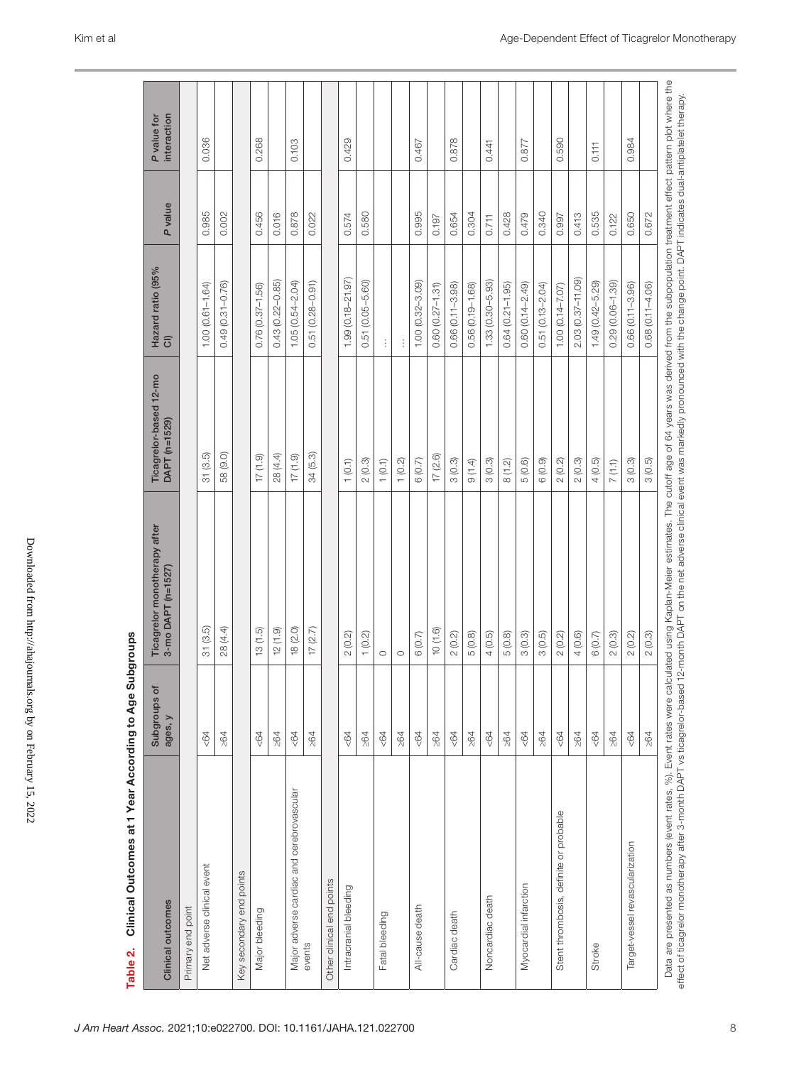**Table 2. Clinical Outcomes at 1 Year According to Age Subgroups**

| Clinical outcomes | Subgroups of ages, y | Ticagrelor monotherapy after 3-mo DAPT (n=1527) | Ticagrelor-based 12-mo DAPT (n=1529) | Hazard ratio (95% CI) | P value | P value for interaction |
|---|---|---|---|---|---|---|
| Primary end point | | | | | | |
| Net adverse clinical event | <64 | 31 (3.5) | 31 (3.5) | 1.00 (0.61–1.64) | 0.985 | 0.036 |
| | ≥64 | 28 (4.4) | 58 (9.0) | 0.49 (0.31–0.76) | 0.002 | |
| Key secondary end points | | | | | | |
| Major bleeding | <64 | 13 (1.5) | 17 (1.9) | 0.76 (0.37–1.56) | 0.456 | 0.268 |
| | ≥64 | 12 (1.9) | 28 (4.4) | 0.43 (0.22–0.85) | 0.016 | |
| Major adverse cardiac and cerebrovascular events | <64 | 18 (2.0) | 17 (1.9) | 1.05 (0.54–2.04) | 0.878 | 0.103 |
| | ≥64 | 17 (2.7) | 34 (5.3) | 0.51 (0.28–0.91) | 0.022 | |
| Other clinical end points | | | | | | |
| Intracranial bleeding | <64 | 2 (0.2) | 1 (0.1) | 1.99 (0.18–21.97) | 0.574 | 0.429 |
| | ≥64 | 1 (0.2) | 2 (0.3) | 0.51 (0.05–5.60) | 0.580 | |
| Fatal bleeding | <64 | 0 | 1 (0.1) | ... | | |
| | ≥64 | 0 | 1 (0.2) | ... | | |
| All-cause death | <64 | 6 (0.7) | 6 (0.7) | 1.00 (0.32–3.09) | 0.995 | 0.467 |
| | ≥64 | 10 (1.6) | 17 (2.6) | 0.60 (0.27–1.31) | 0.197 | |
| Cardiac death | <64 | 2 (0.2) | 3 (0.3) | 0.66 (0.11–3.98) | 0.654 | 0.878 |
| | ≥64 | 5 (0.8) | 9 (1.4) | 0.56 (0.19–1.68) | 0.304 | |
| Noncardiac death | <64 | 4 (0.5) | 3 (0.3) | 1.33 (0.30–5.93) | 0.711 | 0.441 |
| | ≥64 | 5 (0.8) | 8 (1.2) | 0.64 (0.21–1.95) | 0.428 | |
| Myocardial infarction | <64 | 3 (0.3) | 5 (0.6) | 0.60 (0.14–2.49) | 0.479 | 0.877 |
| | ≥64 | 3 (0.5) | 6 (0.9) | 0.51 (0.13–2.04) | 0.340 | |
| Stent thrombosis, definite or probable | <64 | 2 (0.2) | 2 (0.2) | 1.00 (0.14–7.07) | 0.997 | 0.590 |
| | ≥64 | 4 (0.6) | 2 (0.3) | 2.03 (0.37–11.09) | 0.413 | |
| Stroke | <64 | 6 (0.7) | 4 (0.5) | 1.49 (0.42–5.29) | 0.535 | 0.111 |
| | ≥64 | 2 (0.3) | 7 (1.1) | 0.29 (0.06–1.39) | 0.122 | |
| Target-vessel revascularization | <64 | 2 (0.2) | 3 (0.3) | 0.66 (0.11–3.96) | 0.650 | 0.984 |
| | ≥64 | 2 (0.3) | 3 (0.5) | 0.68 (0.11–4.06) | 0.672 | |

Data are presented as numbers (event rates, %). Event rates were calculated using Kaplan-Meier estimates. The cutoff age of 64 years was derived from the subpopulation treatment effect pattern plot where the effect of ticagrelor monotherapy after 3-month DAPT vs ticagrelor-based 12-month DAPT on the net adverse clinical event was markedly pronounced with the change point. DAPT indicates dual-antiplatelet therapy.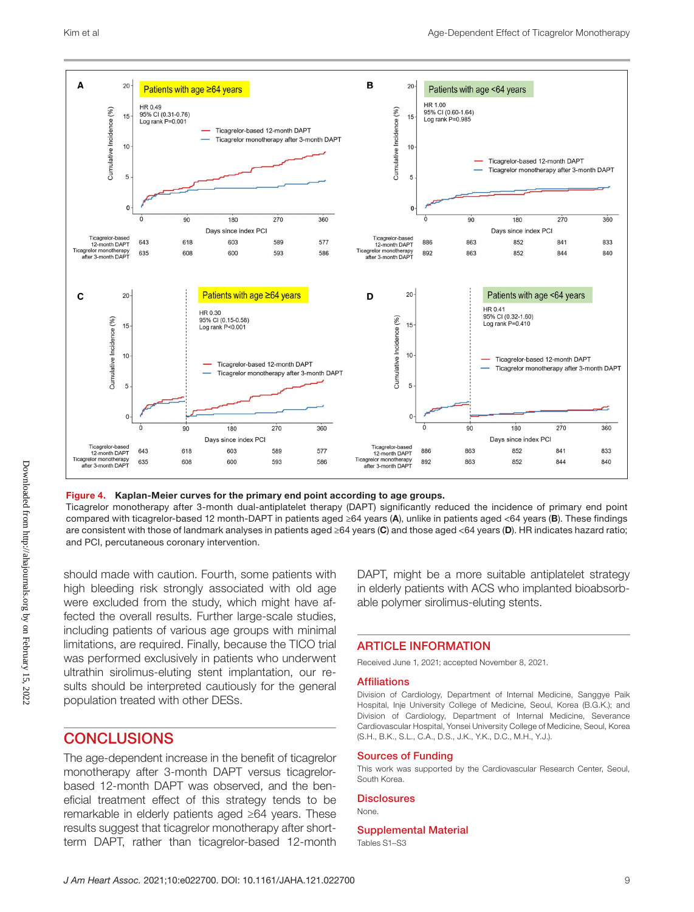**Figure 4. Kaplan-Meier curves for the primary end point according to age groups.**
Ticagrelor monotherapy after 3-month dual-antiplatelet therapy (DAPT) significantly reduced the incidence of primary end point compared with ticagrelor-based 12 month-DAPT in patients aged ≥64 years (**A**), unlike in patients aged <64 years (**B**). These findings are consistent with those of landmark analyses in patients aged ≥64 years (**C**) and those aged <64 years (**D**). HR indicates hazard ratio; and PCI, percutaneous coronary intervention.

should made with caution. Fourth, some patients with high bleeding risk strongly associated with old age were excluded from the study, which might have affected the overall results. Further large-scale studies, including patients of various age groups with minimal limitations, are required. Finally, because the TICO trial was performed exclusively in patients who underwent ultrathin sirolimus-eluting stent implantation, our results should be interpreted cautiously for the general population treated with other DESs.

## CONCLUSIONS

The age-dependent increase in the benefit of ticagrelor monotherapy after 3-month DAPT versus ticagrelor-based 12-month DAPT was observed, and the beneficial treatment effect of this strategy tends to be remarkable in elderly patients aged ≥64 years. These results suggest that ticagrelor monotherapy after short-term DAPT, rather than ticagrelor-based 12-month DAPT, might be a more suitable antiplatelet strategy in elderly patients with ACS who implanted bioabsorbable polymer sirolimus-eluting stents.

## ARTICLE INFORMATION

Received June 1, 2021; accepted November 8, 2021.

### Affiliations

Division of Cardiology, Department of Internal Medicine, Sanggye Paik Hospital, Inje University College of Medicine, Seoul, Korea (B.G.K.); and Division of Cardiology, Department of Internal Medicine, Severance Cardiovascular Hospital, Yonsei University College of Medicine, Seoul, Korea (S.H., B.K., S.L., C.A., D.S., J.K., Y.K., D.C., M.H., Y.J.).

### Sources of Funding

This work was supported by the Cardiovascular Research Center, Seoul, South Korea.

### Disclosures

None.

### Supplemental Material

Tables S1–S3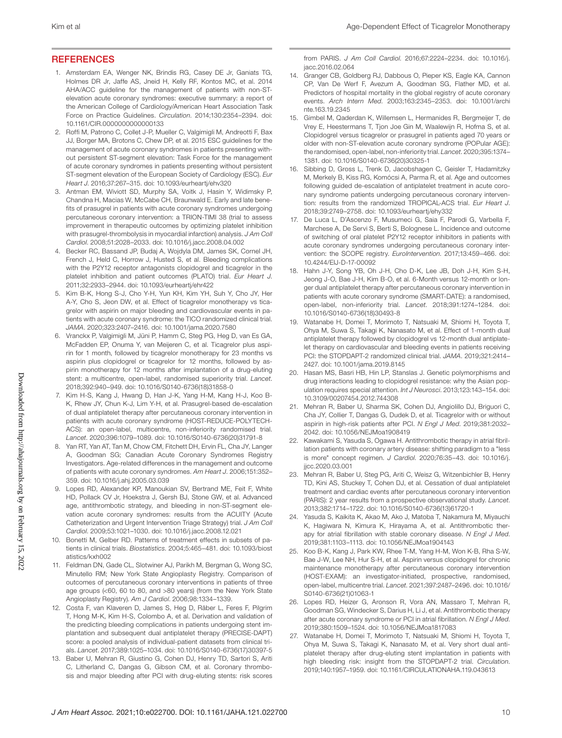## REFERENCES

1. Amsterdam EA, Wenger NK, Brindis RG, Casey DE Jr, Ganiats TG, Holmes DR Jr, Jaffe AS, Jneid H, Kelly RF, Kontos MC, et al. 2014 AHA/ACC guideline for the management of patients with non-ST-elevation acute coronary syndromes: executive summary: a report of the American College of Cardiology/American Heart Association Task Force on Practice Guidelines. *Circulation*. 2014;130:2354–2394. doi: 10.1161/CIR.0000000000000133
2. Roffi M, Patrono C, Collet J-P, Mueller C, Valgimigli M, Andreotti F, Bax JJ, Borger MA, Brotons C, Chew DP, et al. 2015 ESC guidelines for the management of acute coronary syndromes in patients presenting without persistent ST-segment elevation: Task Force for the management of acute coronary syndromes in patients presenting without persistent ST-segment elevation of the European Society of Cardiology (ESC). *Eur Heart J*. 2016;37:267–315. doi: 10.1093/eurheartj/ehv320
3. Antman EM, Wiviott SD, Murphy SA, Voitk J, Hasin Y, Widimsky P, Chandna H, Macias W, McCabe CH, Braunwald E. Early and late benefits of prasugrel in patients with acute coronary syndromes undergoing percutaneous coronary intervention: a TRION-TIMI 38 (trial to assess improvement in therapeutic outcomes by optimizing platelet inhibition with prasugrel-thrombolysis in myocardial infarction) analysis. *J Am Coll Cardiol*. 2008;51:2028–2033. doi: 10.1016/j.jacc.2008.04.002
4. Becker RC, Bassand JP, Budaj A, Wojdyla DM, James SK, Cornel JH, French J, Held C, Horrow J, Husted S, et al. Bleeding complications with the P2Y12 receptor antagonists clopidogrel and ticagrelor in the platelet inhibition and patient outcomes (PLATO) trial. *Eur Heart J*. 2011;32:2933–2944. doi: 10.1093/eurheartj/ehr422
5. Kim B-K, Hong S-J, Cho Y-H, Yun KH, Kim YH, Suh Y, Cho JY, Her A-Y, Cho S, Jeon DW, et al. Effect of ticagrelor monotherapy vs ticagrelor with aspirin on major bleeding and cardiovascular events in patients with acute coronary syndrome: the TICO randomized clinical trial. *JAMA*. 2020;323:2407–2416. doi: 10.1001/jama.2020.7580
6. Vranckx P, Valgimigli M, Jüni P, Hamm C, Steg PG, Heg D, van Es GA, McFadden EP, Onuma Y, van Meijeren C, et al. Ticagrelor plus aspirin for 1 month, followed by ticagrelor monotherapy for 23 months vs aspirin plus clopidogrel or ticagrelor for 12 months, followed by aspirin monotherapy for 12 months after implantation of a drug-eluting stent: a multicentre, open-label, randomised superiority trial. *Lancet*. 2018;392:940–949. doi: 10.1016/S0140-6736(18)31858-0
7. Kim H-S, Kang J, Hwang D, Han J-K, Yang H-M, Kang H-J, Koo B-K, Rhew JY, Chun K-J, Lim Y-H, et al. Prasugrel-based de-escalation of dual antiplatelet therapy after percutaneous coronary intervention in patients with acute coronary syndrome (HOST-REDUCE-POLYTECH-ACS): an open-label, multicentre, non-inferiority randomised trial. *Lancet*. 2020;396:1079–1089. doi: 10.1016/S0140-6736(20)31791-8
8. Yan RT, Yan AT, Tan M, Chow CM, Fitchett DH, Ervin FL, Cha JY, Langer A, Goodman SG; Canadian Acute Coronary Syndromes Registry Investigators. Age-related differences in the management and outcome of patients with acute coronary syndromes. *Am Heart J*. 2006;151:352–359. doi: 10.1016/j.ahj.2005.03.039
9. Lopes RD, Alexander KP, Manoukian SV, Bertrand ME, Feit F, White HD, Pollack CV Jr, Hoekstra J, Gersh BJ, Stone GW, et al. Advanced age, antithrombotic strategy, and bleeding in non-ST-segment elevation acute coronary syndromes: results from the ACUITY (Acute Catheterization and Urgent Intervention Triage Strategy) trial. *J Am Coll Cardiol*. 2009;53:1021–1030. doi: 10.1016/j.jacc.2008.12.021
10. Bonetti M, Gelber RD. Patterns of treatment effects in subsets of patients in clinical trials. *Biostatistics*. 2004;5:465–481. doi: 10.1093/biostatistics/kxh002
11. Feldman DN, Gade CL, Slotwiner AJ, Parikh M, Bergman G, Wong SC, Minutello RM; New York State Angioplasty Registry. Comparison of outcomes of percutaneous coronary interventions in patients of three age groups (<60, 60 to 80, and >80 years) (from the New York State Angioplasty Registry). *Am J Cardiol*. 2006;98:1334–1339.
12. Costa F, van Klaveren D, James S, Heg D, Räber L, Feres F, Pilgrim T, Hong M-K, Kim H-S, Colombo A, et al. Derivation and validation of the predicting bleeding complications in patients undergoing stent implantation and subsequent dual antiplatelet therapy (PRECISE-DAPT) score: a pooled analysis of individual-patient datasets from clinical trials. *Lancet*. 2017;389:1025–1034. doi: 10.1016/S0140-6736(17)30397-5
13. Baber U, Mehran R, Giustino G, Cohen DJ, Henry TD, Sartori S, Ariti C, Litherland C, Dangas G, Gibson CM, et al. Coronary thrombosis and major bleeding after PCI with drug-eluting stents: risk scores from PARIS. *J Am Coll Cardiol*. 2016;67:2224–2234. doi: 10.1016/j.jacc.2016.02.064
14. Granger CB, Goldberg RJ, Dabbous O, Pieper KS, Eagle KA, Cannon CP, Van De Werf F, Avezum A, Goodman SG, Flather MD, et al. Predictors of hospital mortality in the global registry of acute coronary events. *Arch Intern Med*. 2003;163:2345–2353. doi: 10.1001/archinte.163.19.2345
15. Gimbel M, Qaderdan K, Willemsen L, Hermanides R, Bergmeijer T, de Vrey E, Heestermans T, Tjon Joe Gin M, Waalewijn R, Hofma S, et al. Clopidogrel versus ticagrelor or prasugrel in patients aged 70 years or older with non-ST-elevation acute coronary syndrome (POPular AGE): the randomised, open-label, non-inferiority trial. *Lancet*. 2020;395:1374–1381. doi: 10.1016/S0140-6736(20)30325-1
16. Sibbing D, Gross L, Trenk D, Jacobshagen C, Geisler T, Hadamitzky M, Merkely B, Kiss RG, Komócsi A, Parma R, et al. Age and outcomes following guided de-escalation of antiplatelet treatment in acute coronary syndrome patients undergoing percutaneous coronary intervention: results from the randomized TROPICAL-ACS trial. *Eur Heart J*. 2018;39:2749–2758. doi: 10.1093/eurheartj/ehy332
17. De Luca L, D'Ascenzo F, Musumeci G, Saia F, Parodi G, Varbella F, Marchese A, De Servi S, Berti S, Bolognese L. Incidence and outcome of switching of oral platelet P2Y12 receptor inhibitors in patients with acute coronary syndromes undergoing percutaneous coronary intervention: the SCOPE registry. *EuroIntervention*. 2017;13:459–466. doi: 10.4244/EIJ-D-17-00092
18. Hahn J-Y, Song YB, Oh J-H, Cho D-K, Lee JB, Doh J-H, Kim S-H, Jeong J-O, Bae J-H, Kim B-O, et al. 6-Month versus 12-month or longer dual antiplatelet therapy after percutaneous coronary intervention in patients with acute coronary syndrome (SMART-DATE): a randomised, open-label, non-inferiority trial. *Lancet*. 2018;391:1274–1284. doi: 10.1016/S0140-6736(18)30493-8
19. Watanabe H, Domei T, Morimoto T, Natsuaki M, Shiomi H, Toyota T, Ohya M, Suwa S, Takagi K, Nanasato M, et al. Effect of 1-month dual antiplatelet therapy followed by clopidogrel vs 12-month dual antiplatelet therapy on cardiovascular and bleeding events in patients receiving PCI: the STOPDAPT-2 randomized clinical trial. *JAMA*. 2019;321:2414–2427. doi: 10.1001/jama.2019.8145
20. Hasan MS, Basri HB, Hin LP, Stanslas J. Genetic polymorphisms and drug interactions leading to clopidogrel resistance: why the Asian population requires special attention. *Int J Neurosci*. 2013;123:143–154. doi: 10.3109/00207454.2012.744308
21. Mehran R, Baber U, Sharma SK, Cohen DJ, Angiolillo DJ, Briguori C, Cha JY, Collier T, Dangas G, Dudek D, et al. Ticagrelor with or without aspirin in high-risk patients after PCI. *N Engl J Med*. 2019;381:2032–2042. doi: 10.1056/NEJMoa1908419
22. Kawakami S, Yasuda S, Ogawa H. Antithrombotic therapy in atrial fibrillation patients with coronary artery disease: shifting paradigm to a "less is more" concept regimen. *J Cardiol*. 2020;76:35–43. doi: 10.1016/j.jjcc.2020.03.001
23. Mehran R, Baber U, Steg PG, Ariti C, Weisz G, Witzenbichler B, Henry TD, Kini AS, Stuckey T, Cohen DJ, et al. Cessation of dual antiplatelet treatment and cardiac events after percutaneous coronary intervention (PARIS): 2 year results from a prospective observational study. *Lancet*. 2013;382:1714–1722. doi: 10.1016/S0140-6736(13)61720-1
24. Yasuda S, Kaikita K, Akao M, Ako J, Matoba T, Nakamura M, Miyauchi K, Hagiwara N, Kimura K, Hirayama A, et al. Antithrombotic therapy for atrial fibrillation with stable coronary disease. *N Engl J Med*. 2019;381:1103–1113. doi: 10.1056/NEJMoa1904143
25. Koo B-K, Kang J, Park KW, Rhee T-M, Yang H-M, Won K-B, Rha S-W, Bae J-W, Lee NH, Hur S-H, et al. Aspirin versus clopidogrel for chronic maintenance monotherapy after percutaneous coronary intervention (HOST-EXAM): an investigator-initiated, prospective, randomised, open-label, multicentre trial. *Lancet*. 2021;397:2487–2496. doi: 10.1016/S0140-6736(21)01063-1
26. Lopes RD, Heizer G, Aronson R, Vora AN, Massaro T, Mehran R, Goodman SG, Windecker S, Darius H, Li J, et al. Antithrombotic therapy after acute coronary syndrome or PCI in atrial fibrillation. *N Engl J Med*. 2019;380:1509–1524. doi: 10.1056/NEJMoa1817083
27. Watanabe H, Domei T, Morimoto T, Natsuaki M, Shiomi H, Toyota T, Ohya M, Suwa S, Takagi K, Nanasato M, et al. Very short dual antiplatelet therapy after drug-eluting stent implantation in patients with high bleeding risk: insight from the STOPDAPT-2 trial. *Circulation*. 2019;140:1957–1959. doi: 10.1161/CIRCULATIONAHA.119.043613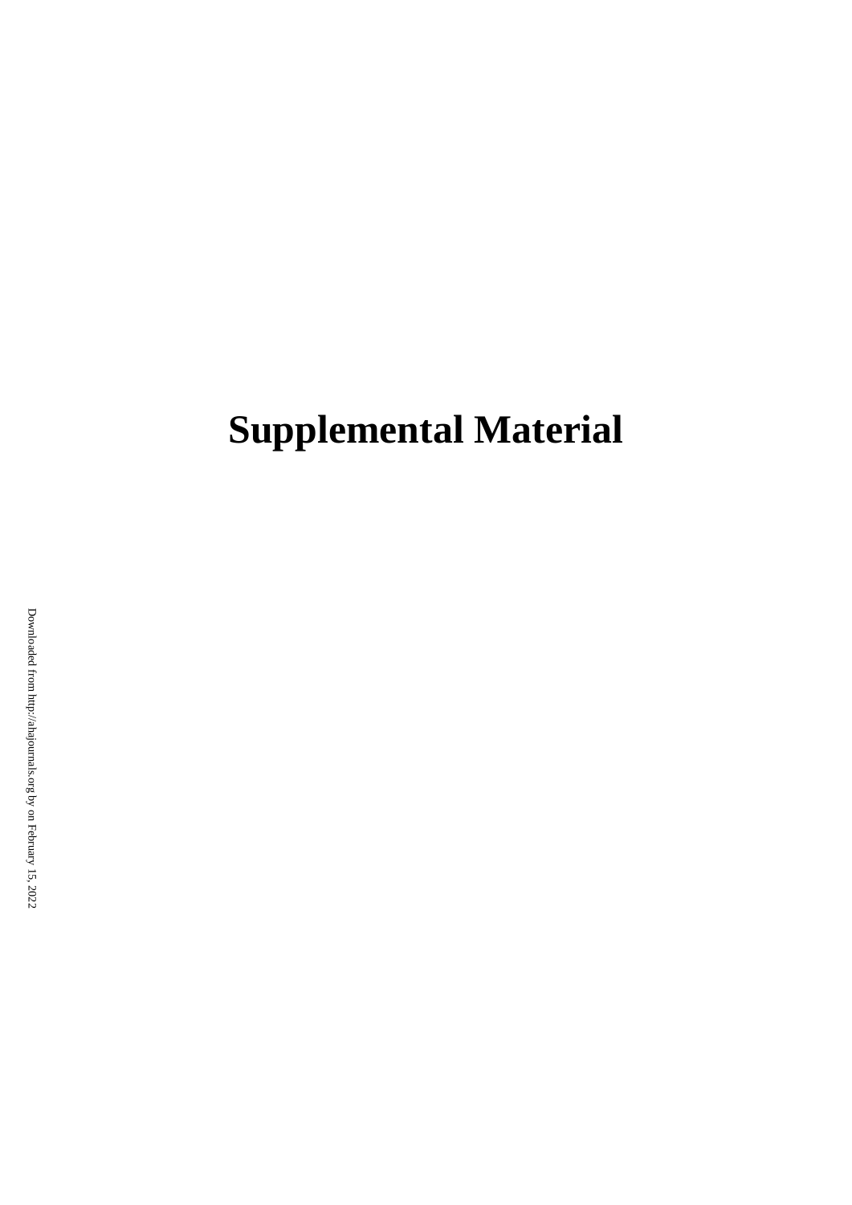# Supplemental Material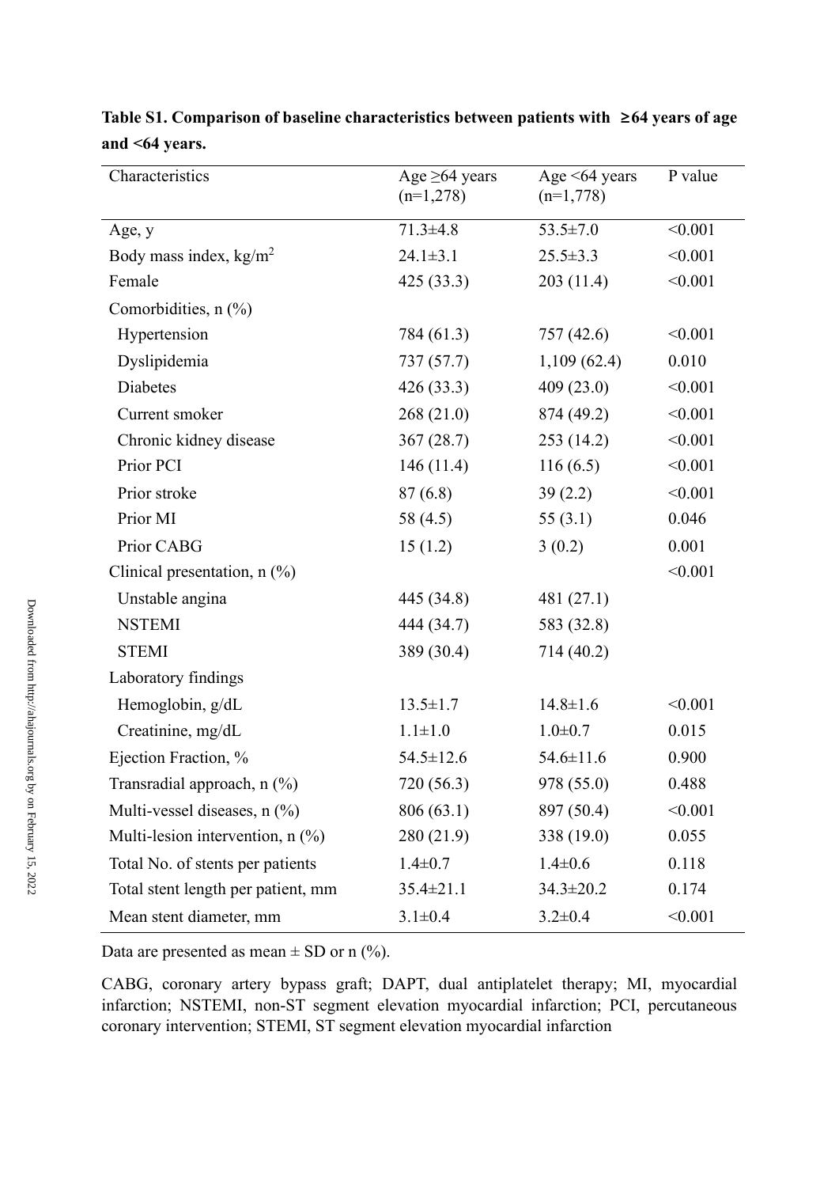**Table S1. Comparison of baseline characteristics between patients with ≥64 years of age and <64 years.**

| Characteristics | Age ≥64 years (n=1,278) | Age <64 years (n=1,778) | P value |
|---|---|---|---|
| Age, y | 71.3±4.8 | 53.5±7.0 | <0.001 |
| Body mass index, kg/m$^2$ | 24.1±3.1 | 25.5±3.3 | <0.001 |
| Female | 425 (33.3) | 203 (11.4) | <0.001 |
| Comorbidities, n (%) | | | |
| Hypertension | 784 (61.3) | 757 (42.6) | <0.001 |
| Dyslipidemia | 737 (57.7) | 1,109 (62.4) | 0.010 |
| Diabetes | 426 (33.3) | 409 (23.0) | <0.001 |
| Current smoker | 268 (21.0) | 874 (49.2) | <0.001 |
| Chronic kidney disease | 367 (28.7) | 253 (14.2) | <0.001 |
| Prior PCI | 146 (11.4) | 116 (6.5) | <0.001 |
| Prior stroke | 87 (6.8) | 39 (2.2) | <0.001 |
| Prior MI | 58 (4.5) | 55 (3.1) | 0.046 |
| Prior CABG | 15 (1.2) | 3 (0.2) | 0.001 |
| Clinical presentation, n (%) | | | <0.001 |
| Unstable angina | 445 (34.8) | 481 (27.1) | |
| NSTEMI | 444 (34.7) | 583 (32.8) | |
| STEMI | 389 (30.4) | 714 (40.2) | |
| Laboratory findings | | | |
| Hemoglobin, g/dL | 13.5±1.7 | 14.8±1.6 | <0.001 |
| Creatinine, mg/dL | 1.1±1.0 | 1.0±0.7 | 0.015 |
| Ejection Fraction, % | 54.5±12.6 | 54.6±11.6 | 0.900 |
| Transradial approach, n (%) | 720 (56.3) | 978 (55.0) | 0.488 |
| Multi-vessel diseases, n (%) | 806 (63.1) | 897 (50.4) | <0.001 |
| Multi-lesion intervention, n (%) | 280 (21.9) | 338 (19.0) | 0.055 |
| Total No. of stents per patients | 1.4±0.7 | 1.4±0.6 | 0.118 |
| Total stent length per patient, mm | 35.4±21.1 | 34.3±20.2 | 0.174 |
| Mean stent diameter, mm | 3.1±0.4 | 3.2±0.4 | <0.001 |

Data are presented as mean ± SD or n (%).

CABG, coronary artery bypass graft; DAPT, dual antiplatelet therapy; MI, myocardial infarction; NSTEMI, non-ST segment elevation myocardial infarction; PCI, percutaneous coronary intervention; STEMI, ST segment elevation myocardial infarction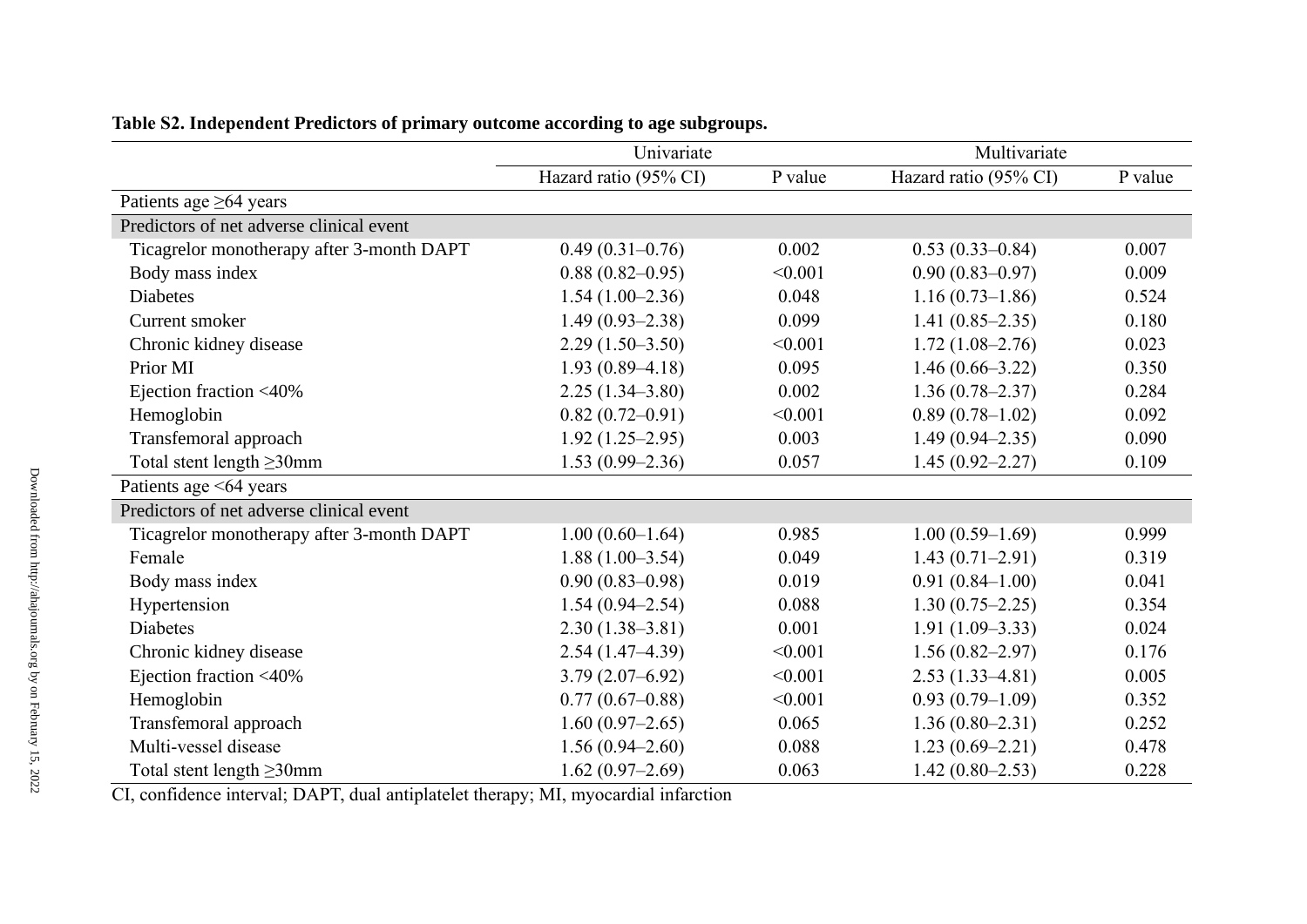**Table S2. Independent Predictors of primary outcome according to age subgroups.**

| | Univariate | | Multivariate | |
|---|---|---|---|---|
| | Hazard ratio (95% CI) | P value | Hazard ratio (95% CI) | P value |
| Patients age ≥64 years | | | | |
| Predictors of net adverse clinical event | | | | |
| Ticagrelor monotherapy after 3-month DAPT | 0.49 (0.31–0.76) | 0.002 | 0.53 (0.33–0.84) | 0.007 |
| Body mass index | 0.88 (0.82–0.95) | <0.001 | 0.90 (0.83–0.97) | 0.009 |
| Diabetes | 1.54 (1.00–2.36) | 0.048 | 1.16 (0.73–1.86) | 0.524 |
| Current smoker | 1.49 (0.93–2.38) | 0.099 | 1.41 (0.85–2.35) | 0.180 |
| Chronic kidney disease | 2.29 (1.50–3.50) | <0.001 | 1.72 (1.08–2.76) | 0.023 |
| Prior MI | 1.93 (0.89–4.18) | 0.095 | 1.46 (0.66–3.22) | 0.350 |
| Ejection fraction <40% | 2.25 (1.34–3.80) | 0.002 | 1.36 (0.78–2.37) | 0.284 |
| Hemoglobin | 0.82 (0.72–0.91) | <0.001 | 0.89 (0.78–1.02) | 0.092 |
| Transfemoral approach | 1.92 (1.25–2.95) | 0.003 | 1.49 (0.94–2.35) | 0.090 |
| Total stent length ≥30mm | 1.53 (0.99–2.36) | 0.057 | 1.45 (0.92–2.27) | 0.109 |
| Patients age <64 years | | | | |
| Predictors of net adverse clinical event | | | | |
| Ticagrelor monotherapy after 3-month DAPT | 1.00 (0.60–1.64) | 0.985 | 1.00 (0.59–1.69) | 0.999 |
| Female | 1.88 (1.00–3.54) | 0.049 | 1.43 (0.71–2.91) | 0.319 |
| Body mass index | 0.90 (0.83–0.98) | 0.019 | 0.91 (0.84–1.00) | 0.041 |
| Hypertension | 1.54 (0.94–2.54) | 0.088 | 1.30 (0.75–2.25) | 0.354 |
| Diabetes | 2.30 (1.38–3.81) | 0.001 | 1.91 (1.09–3.33) | 0.024 |
| Chronic kidney disease | 2.54 (1.47–4.39) | <0.001 | 1.56 (0.82–2.97) | 0.176 |
| Ejection fraction <40% | 3.79 (2.07–6.92) | <0.001 | 2.53 (1.33–4.81) | 0.005 |
| Hemoglobin | 0.77 (0.67–0.88) | <0.001 | 0.93 (0.79–1.09) | 0.352 |
| Transfemoral approach | 1.60 (0.97–2.65) | 0.065 | 1.36 (0.80–2.31) | 0.252 |
| Multi-vessel disease | 1.56 (0.94–2.60) | 0.088 | 1.23 (0.69–2.21) | 0.478 |
| Total stent length ≥30mm | 1.62 (0.97–2.69) | 0.063 | 1.42 (0.80–2.53) | 0.228 |

CI, confidence interval; DAPT, dual antiplatelet therapy; MI, myocardial infarction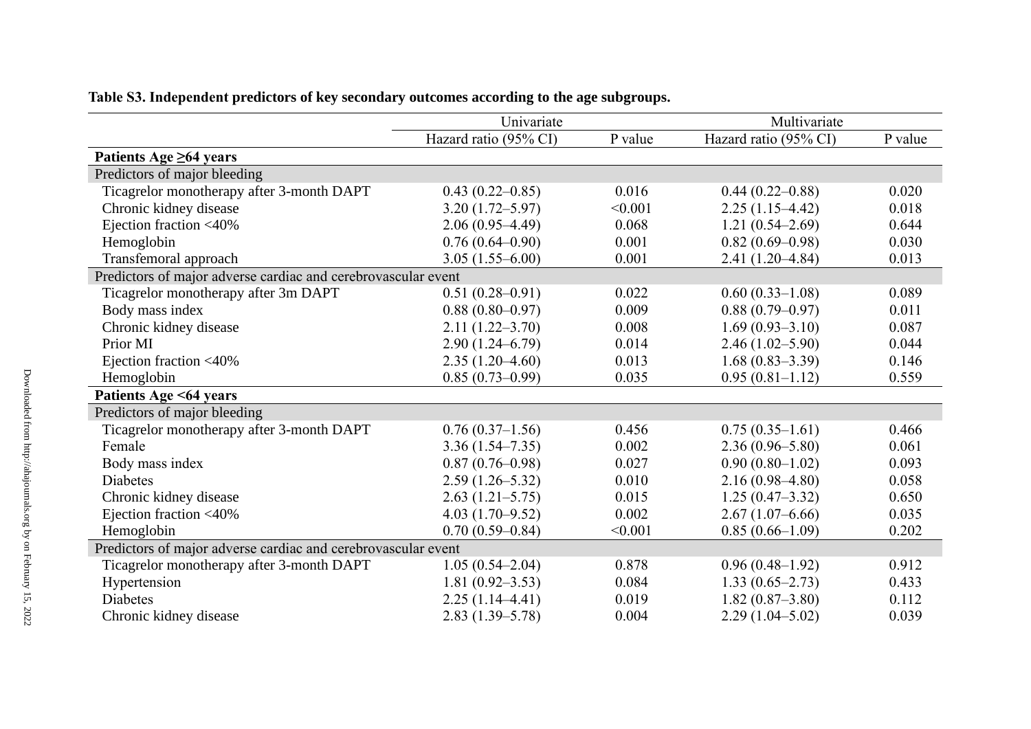**Table S3. Independent predictors of key secondary outcomes according to the age subgroups.**

| | Univariate | | Multivariate | |
|---|---|---|---|---|
| | Hazard ratio (95% CI) | P value | Hazard ratio (95% CI) | P value |
| **Patients Age ≥64 years** | | | | |
| Predictors of major bleeding | | | | |
| Ticagrelor monotherapy after 3-month DAPT | 0.43 (0.22–0.85) | 0.016 | 0.44 (0.22–0.88) | 0.020 |
| Chronic kidney disease | 3.20 (1.72–5.97) | <0.001 | 2.25 (1.15–4.42) | 0.018 |
| Ejection fraction <40% | 2.06 (0.95–4.49) | 0.068 | 1.21 (0.54–2.69) | 0.644 |
| Hemoglobin | 0.76 (0.64–0.90) | 0.001 | 0.82 (0.69–0.98) | 0.030 |
| Transfemoral approach | 3.05 (1.55–6.00) | 0.001 | 2.41 (1.20–4.84) | 0.013 |
| Predictors of major adverse cardiac and cerebrovascular event | | | | |
| Ticagrelor monotherapy after 3m DAPT | 0.51 (0.28–0.91) | 0.022 | 0.60 (0.33–1.08) | 0.089 |
| Body mass index | 0.88 (0.80–0.97) | 0.009 | 0.88 (0.79–0.97) | 0.011 |
| Chronic kidney disease | 2.11 (1.22–3.70) | 0.008 | 1.69 (0.93–3.10) | 0.087 |
| Prior MI | 2.90 (1.24–6.79) | 0.014 | 2.46 (1.02–5.90) | 0.044 |
| Ejection fraction <40% | 2.35 (1.20–4.60) | 0.013 | 1.68 (0.83–3.39) | 0.146 |
| Hemoglobin | 0.85 (0.73–0.99) | 0.035 | 0.95 (0.81–1.12) | 0.559 |
| **Patients Age <64 years** | | | | |
| Predictors of major bleeding | | | | |
| Ticagrelor monotherapy after 3-month DAPT | 0.76 (0.37–1.56) | 0.456 | 0.75 (0.35–1.61) | 0.466 |
| Female | 3.36 (1.54–7.35) | 0.002 | 2.36 (0.96–5.80) | 0.061 |
| Body mass index | 0.87 (0.76–0.98) | 0.027 | 0.90 (0.80–1.02) | 0.093 |
| Diabetes | 2.59 (1.26–5.32) | 0.010 | 2.16 (0.98–4.80) | 0.058 |
| Chronic kidney disease | 2.63 (1.21–5.75) | 0.015 | 1.25 (0.47–3.32) | 0.650 |
| Ejection fraction <40% | 4.03 (1.70–9.52) | 0.002 | 2.67 (1.07–6.66) | 0.035 |
| Hemoglobin | 0.70 (0.59–0.84) | <0.001 | 0.85 (0.66–1.09) | 0.202 |
| Predictors of major adverse cardiac and cerebrovascular event | | | | |
| Ticagrelor monotherapy after 3-month DAPT | 1.05 (0.54–2.04) | 0.878 | 0.96 (0.48–1.92) | 0.912 |
| Hypertension | 1.81 (0.92–3.53) | 0.084 | 1.33 (0.65–2.73) | 0.433 |
| Diabetes | 2.25 (1.14–4.41) | 0.019 | 1.82 (0.87–3.80) | 0.112 |
| Chronic kidney disease | 2.83 (1.39–5.78) | 0.004 | 2.29 (1.04–5.02) | 0.039 |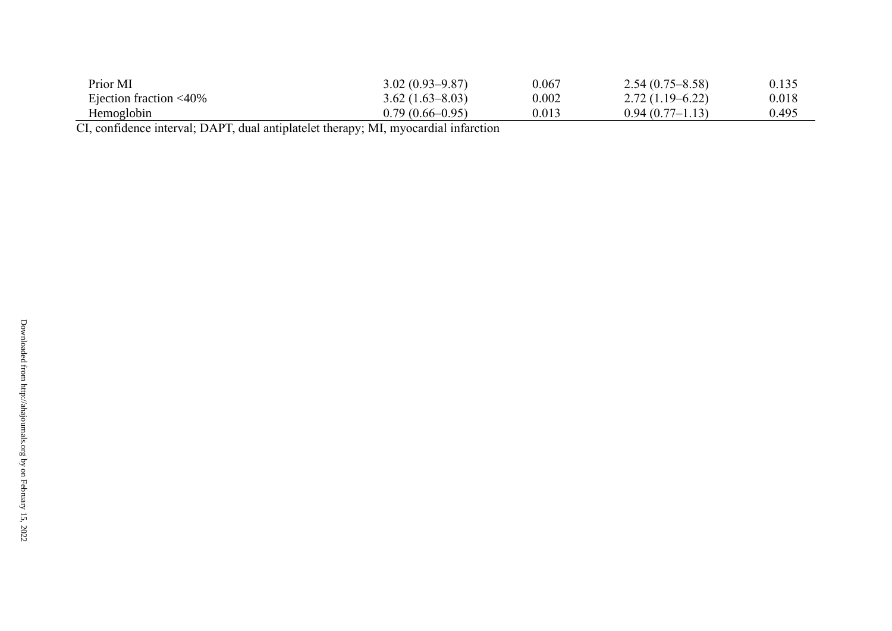| | | | | |
|---|---|---|---|---|
| Prior MI | 3.02 (0.93–9.87) | 0.067 | 2.54 (0.75–8.58) | 0.135 |
| Ejection fraction <40% | 3.62 (1.63–8.03) | 0.002 | 2.72 (1.19–6.22) | 0.018 |
| Hemoglobin | 0.79 (0.66–0.95) | 0.013 | 0.94 (0.77–1.13) | 0.495 |

CI, confidence interval; DAPT, dual antiplatelet therapy; MI, myocardial infarction